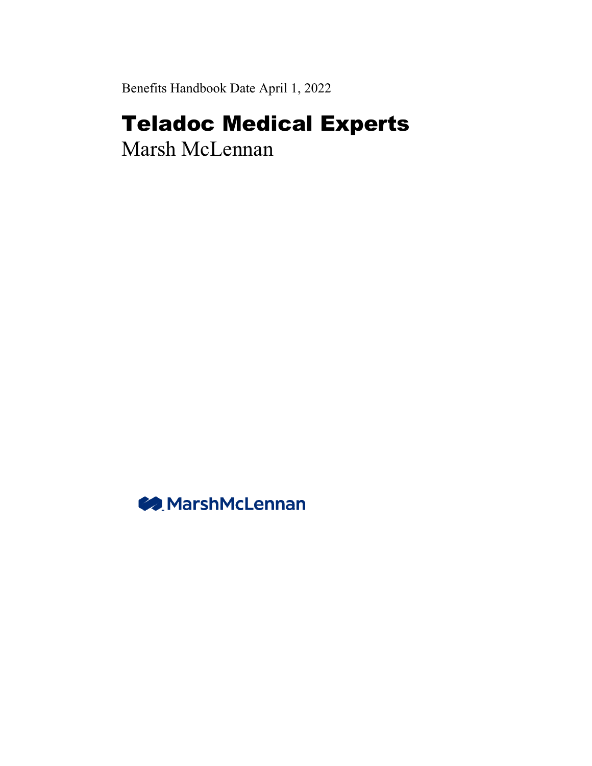Benefits Handbook Date April 1, 2022

# Teladoc Medical Experts

Marsh McLennan

MarshMcLennan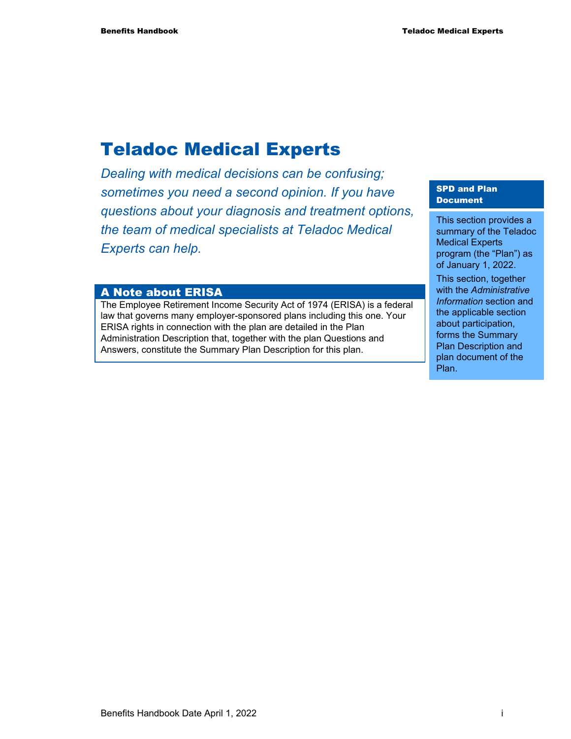# Teladoc Medical Experts

*Dealing with medical decisions can be confusing; sometimes you need a second opinion. If you have questions about your diagnosis and treatment options, the team of medical specialists at Teladoc Medical Experts can help.*

## A Note about ERISA

The Employee Retirement Income Security Act of 1974 (ERISA) is a federal law that governs many employer-sponsored plans including this one. Your ERISA rights in connection with the plan are detailed in the Plan Administration Description that, together with the plan Questions and Answers, constitute the Summary Plan Description for this plan.

**SPD and Plan Document**

This section provides a summary of the Teladoc Medical Experts program (the "Plan") as of January 1, 2022.

This section, together with the *Administrative Information* section and the applicable section about participation, forms the Summary Plan Description and plan document of the Plan.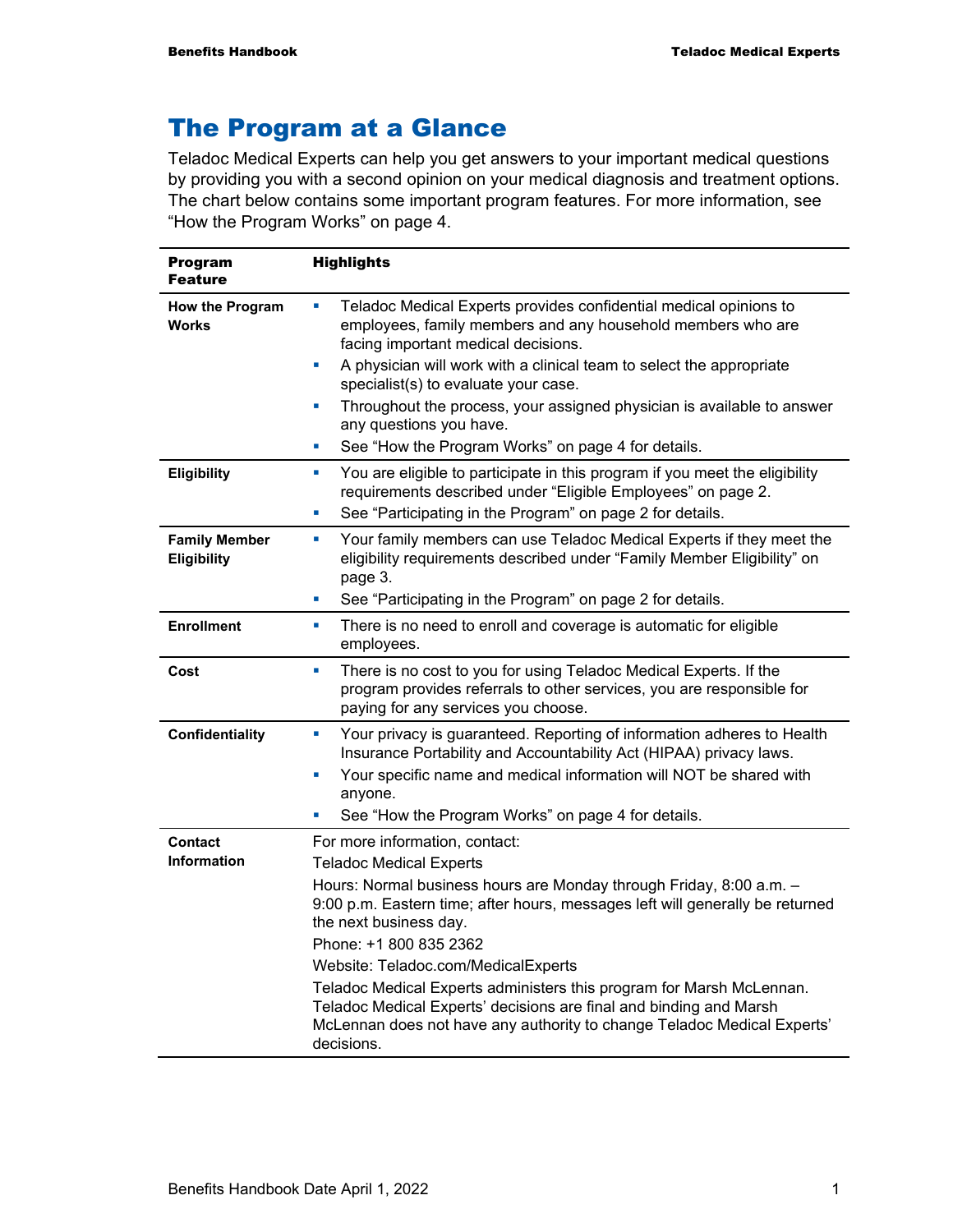## The Program at a Glance

Teladoc Medical Experts can help you get answers to your important medical questions by providing you with a second opinion on your medical diagnosis and treatment options. The chart below contains some important program features. For more information, see "How the Program Works" on page 4.

| Program Feature | Highlights |
|---|---|
| **How the Program Works** | ▪ Teladoc Medical Experts provides confidential medical opinions to employees, family members and any household members who are facing important medical decisions.<br>▪ A physician will work with a clinical team to select the appropriate specialist(s) to evaluate your case.<br>▪ Throughout the process, your assigned physician is available to answer any questions you have.<br>▪ See "How the Program Works" on page 4 for details. |
| **Eligibility** | ▪ You are eligible to participate in this program if you meet the eligibility requirements described under "Eligible Employees" on page 2.<br>▪ See "Participating in the Program" on page 2 for details. |
| **Family Member Eligibility** | ▪ Your family members can use Teladoc Medical Experts if they meet the eligibility requirements described under "Family Member Eligibility" on page 3.<br>▪ See "Participating in the Program" on page 2 for details. |
| **Enrollment** | ▪ There is no need to enroll and coverage is automatic for eligible employees. |
| **Cost** | ▪ There is no cost to you for using Teladoc Medical Experts. If the program provides referrals to other services, you are responsible for paying for any services you choose. |
| **Confidentiality** | ▪ Your privacy is guaranteed. Reporting of information adheres to Health Insurance Portability and Accountability Act (HIPAA) privacy laws.<br>▪ Your specific name and medical information will NOT be shared with anyone.<br>▪ See "How the Program Works" on page 4 for details. |
| **Contact Information** | For more information, contact:<br>Teladoc Medical Experts<br>Hours: Normal business hours are Monday through Friday, 8:00 a.m. – 9:00 p.m. Eastern time; after hours, messages left will generally be returned the next business day.<br>Phone: +1 800 835 2362<br>Website: Teladoc.com/MedicalExperts<br>Teladoc Medical Experts administers this program for Marsh McLennan. Teladoc Medical Experts' decisions are final and binding and Marsh McLennan does not have any authority to change Teladoc Medical Experts' decisions. |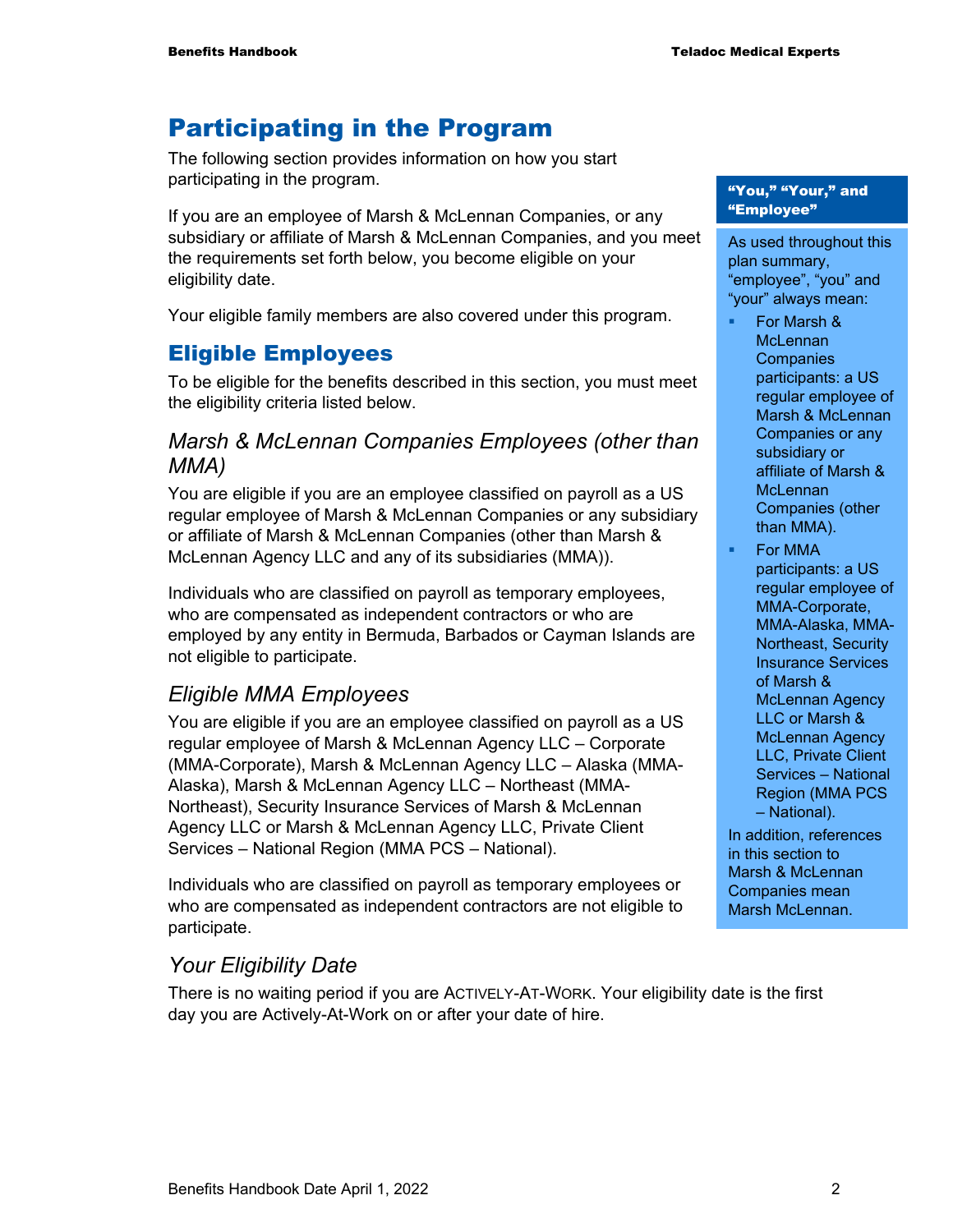# Participating in the Program

The following section provides information on how you start participating in the program.

If you are an employee of Marsh & McLennan Companies, or any subsidiary or affiliate of Marsh & McLennan Companies, and you meet the requirements set forth below, you become eligible on your eligibility date.

Your eligible family members are also covered under this program.

> **"You," "Your," and "Employee"**
>
> As used throughout this plan summary, "employee", "you" and "your" always mean:
>
> - For Marsh & McLennan Companies participants: a US regular employee of Marsh & McLennan Companies or any subsidiary or affiliate of Marsh & McLennan Companies (other than MMA).
> - For MMA participants: a US regular employee of MMA-Corporate, MMA-Alaska, MMA-Northeast, Security Insurance Services of Marsh & McLennan Agency LLC or Marsh & McLennan Agency LLC, Private Client Services – National Region (MMA PCS – National).
>
> In addition, references in this section to Marsh & McLennan Companies mean Marsh McLennan.

## Eligible Employees

To be eligible for the benefits described in this section, you must meet the eligibility criteria listed below.

### *Marsh & McLennan Companies Employees (other than MMA)*

You are eligible if you are an employee classified on payroll as a US regular employee of Marsh & McLennan Companies or any subsidiary or affiliate of Marsh & McLennan Companies (other than Marsh & McLennan Agency LLC and any of its subsidiaries (MMA)).

Individuals who are classified on payroll as temporary employees, who are compensated as independent contractors or who are employed by any entity in Bermuda, Barbados or Cayman Islands are not eligible to participate.

### *Eligible MMA Employees*

You are eligible if you are an employee classified on payroll as a US regular employee of Marsh & McLennan Agency LLC – Corporate (MMA-Corporate), Marsh & McLennan Agency LLC – Alaska (MMA-Alaska), Marsh & McLennan Agency LLC – Northeast (MMA-Northeast), Security Insurance Services of Marsh & McLennan Agency LLC or Marsh & McLennan Agency LLC, Private Client Services – National Region (MMA PCS – National).

Individuals who are classified on payroll as temporary employees or who are compensated as independent contractors are not eligible to participate.

### *Your Eligibility Date*

There is no waiting period if you are ACTIVELY-AT-WORK. Your eligibility date is the first day you are Actively-At-Work on or after your date of hire.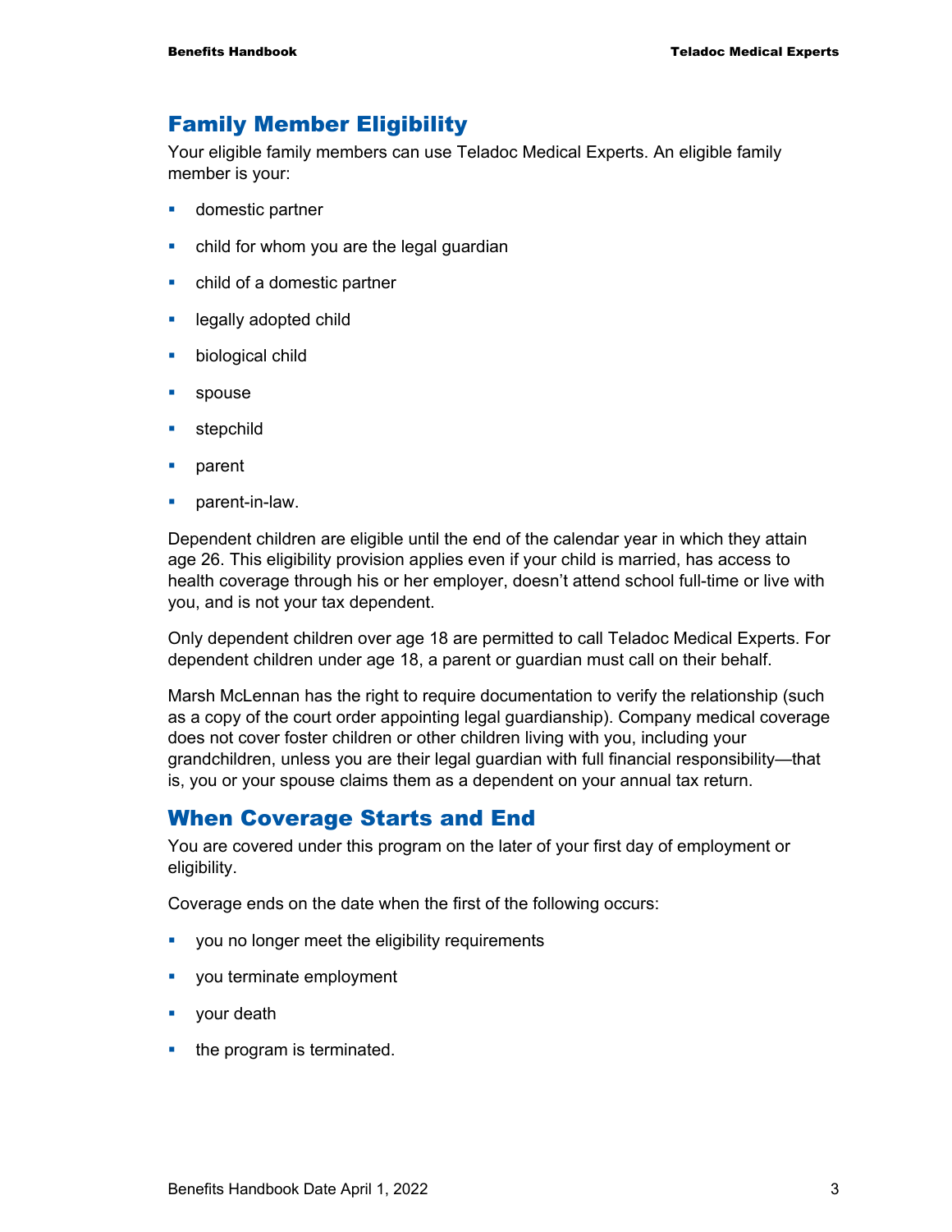## Family Member Eligibility

Your eligible family members can use Teladoc Medical Experts. An eligible family member is your:

- domestic partner
- child for whom you are the legal guardian
- child of a domestic partner
- legally adopted child
- biological child
- spouse
- stepchild
- parent
- parent-in-law.

Dependent children are eligible until the end of the calendar year in which they attain age 26. This eligibility provision applies even if your child is married, has access to health coverage through his or her employer, doesn't attend school full-time or live with you, and is not your tax dependent.

Only dependent children over age 18 are permitted to call Teladoc Medical Experts. For dependent children under age 18, a parent or guardian must call on their behalf.

Marsh McLennan has the right to require documentation to verify the relationship (such as a copy of the court order appointing legal guardianship). Company medical coverage does not cover foster children or other children living with you, including your grandchildren, unless you are their legal guardian with full financial responsibility—that is, you or your spouse claims them as a dependent on your annual tax return.

## When Coverage Starts and End

You are covered under this program on the later of your first day of employment or eligibility.

Coverage ends on the date when the first of the following occurs:

- you no longer meet the eligibility requirements
- you terminate employment
- your death
- the program is terminated.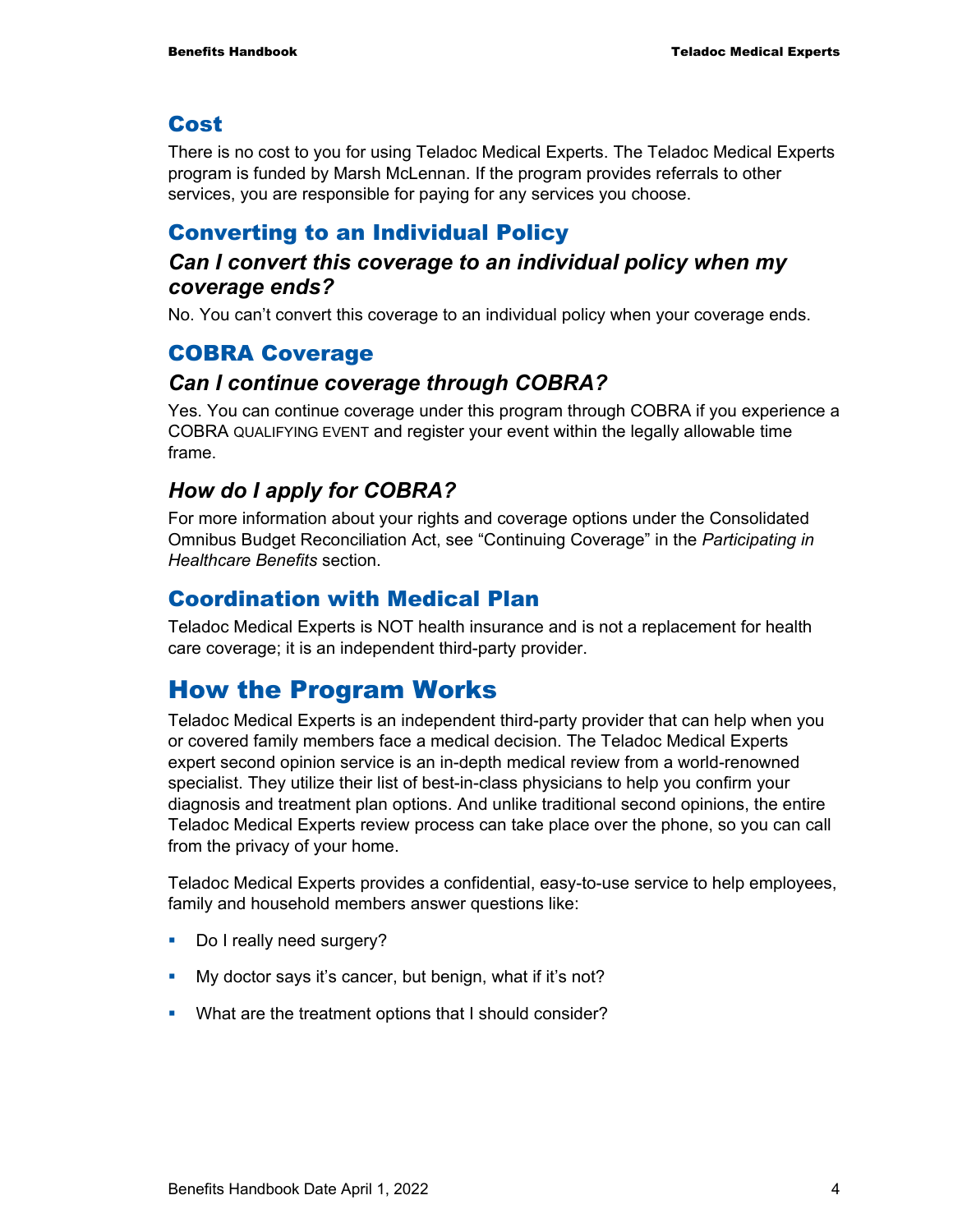## Cost

There is no cost to you for using Teladoc Medical Experts. The Teladoc Medical Experts program is funded by Marsh McLennan. If the program provides referrals to other services, you are responsible for paying for any services you choose.

## Converting to an Individual Policy

### *Can I convert this coverage to an individual policy when my coverage ends?*

No. You can't convert this coverage to an individual policy when your coverage ends.

## COBRA Coverage

### *Can I continue coverage through COBRA?*

Yes. You can continue coverage under this program through COBRA if you experience a COBRA QUALIFYING EVENT and register your event within the legally allowable time frame.

### *How do I apply for COBRA?*

For more information about your rights and coverage options under the Consolidated Omnibus Budget Reconciliation Act, see "Continuing Coverage" in the *Participating in Healthcare Benefits* section.

## Coordination with Medical Plan

Teladoc Medical Experts is NOT health insurance and is not a replacement for health care coverage; it is an independent third-party provider.

# How the Program Works

Teladoc Medical Experts is an independent third-party provider that can help when you or covered family members face a medical decision. The Teladoc Medical Experts expert second opinion service is an in-depth medical review from a world-renowned specialist. They utilize their list of best-in-class physicians to help you confirm your diagnosis and treatment plan options. And unlike traditional second opinions, the entire Teladoc Medical Experts review process can take place over the phone, so you can call from the privacy of your home.

Teladoc Medical Experts provides a confidential, easy-to-use service to help employees, family and household members answer questions like:

- Do I really need surgery?
- My doctor says it's cancer, but benign, what if it's not?
- What are the treatment options that I should consider?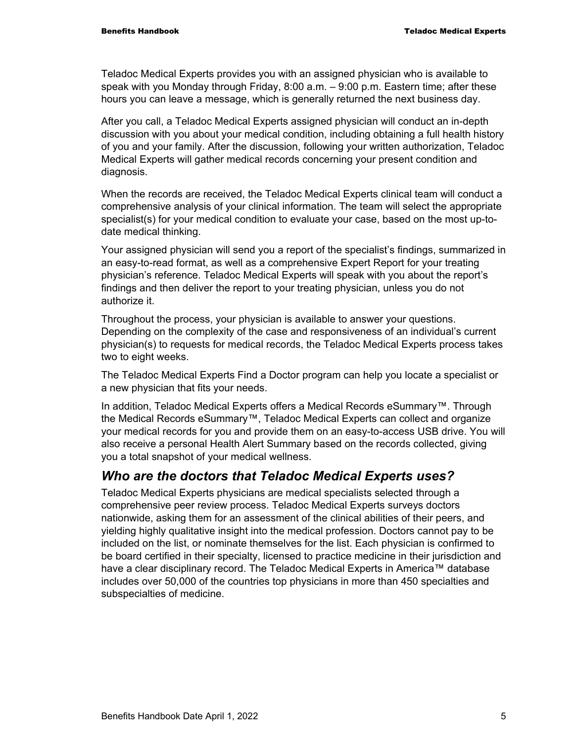Teladoc Medical Experts provides you with an assigned physician who is available to speak with you Monday through Friday, 8:00 a.m. – 9:00 p.m. Eastern time; after these hours you can leave a message, which is generally returned the next business day.

After you call, a Teladoc Medical Experts assigned physician will conduct an in-depth discussion with you about your medical condition, including obtaining a full health history of you and your family. After the discussion, following your written authorization, Teladoc Medical Experts will gather medical records concerning your present condition and diagnosis.

When the records are received, the Teladoc Medical Experts clinical team will conduct a comprehensive analysis of your clinical information. The team will select the appropriate specialist(s) for your medical condition to evaluate your case, based on the most up-to-date medical thinking.

Your assigned physician will send you a report of the specialist's findings, summarized in an easy-to-read format, as well as a comprehensive Expert Report for your treating physician's reference. Teladoc Medical Experts will speak with you about the report's findings and then deliver the report to your treating physician, unless you do not authorize it.

Throughout the process, your physician is available to answer your questions. Depending on the complexity of the case and responsiveness of an individual's current physician(s) to requests for medical records, the Teladoc Medical Experts process takes two to eight weeks.

The Teladoc Medical Experts Find a Doctor program can help you locate a specialist or a new physician that fits your needs.

In addition, Teladoc Medical Experts offers a Medical Records eSummary™. Through the Medical Records eSummary™, Teladoc Medical Experts can collect and organize your medical records for you and provide them on an easy-to-access USB drive. You will also receive a personal Health Alert Summary based on the records collected, giving you a total snapshot of your medical wellness.

## *Who are the doctors that Teladoc Medical Experts uses?*

Teladoc Medical Experts physicians are medical specialists selected through a comprehensive peer review process. Teladoc Medical Experts surveys doctors nationwide, asking them for an assessment of the clinical abilities of their peers, and yielding highly qualitative insight into the medical profession. Doctors cannot pay to be included on the list, or nominate themselves for the list. Each physician is confirmed to be board certified in their specialty, licensed to practice medicine in their jurisdiction and have a clear disciplinary record. The Teladoc Medical Experts in America™ database includes over 50,000 of the countries top physicians in more than 450 specialties and subspecialties of medicine.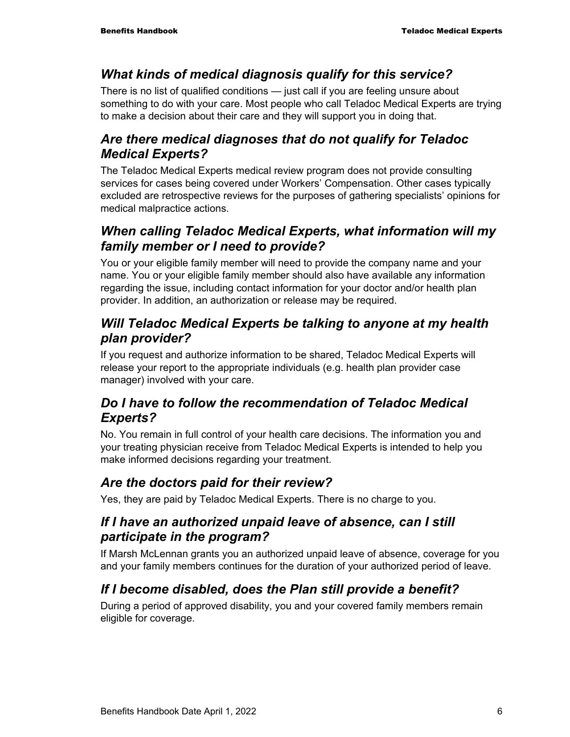## *What kinds of medical diagnosis qualify for this service?*

There is no list of qualified conditions — just call if you are feeling unsure about something to do with your care. Most people who call Teladoc Medical Experts are trying to make a decision about their care and they will support you in doing that.

## *Are there medical diagnoses that do not qualify for Teladoc Medical Experts?*

The Teladoc Medical Experts medical review program does not provide consulting services for cases being covered under Workers' Compensation. Other cases typically excluded are retrospective reviews for the purposes of gathering specialists' opinions for medical malpractice actions.

## *When calling Teladoc Medical Experts, what information will my family member or I need to provide?*

You or your eligible family member will need to provide the company name and your name. You or your eligible family member should also have available any information regarding the issue, including contact information for your doctor and/or health plan provider. In addition, an authorization or release may be required.

## *Will Teladoc Medical Experts be talking to anyone at my health plan provider?*

If you request and authorize information to be shared, Teladoc Medical Experts will release your report to the appropriate individuals (e.g. health plan provider case manager) involved with your care.

## *Do I have to follow the recommendation of Teladoc Medical Experts?*

No. You remain in full control of your health care decisions. The information you and your treating physician receive from Teladoc Medical Experts is intended to help you make informed decisions regarding your treatment.

## *Are the doctors paid for their review?*

Yes, they are paid by Teladoc Medical Experts. There is no charge to you.

## *If I have an authorized unpaid leave of absence, can I still participate in the program?*

If Marsh McLennan grants you an authorized unpaid leave of absence, coverage for you and your family members continues for the duration of your authorized period of leave.

## *If I become disabled, does the Plan still provide a benefit?*

During a period of approved disability, you and your covered family members remain eligible for coverage.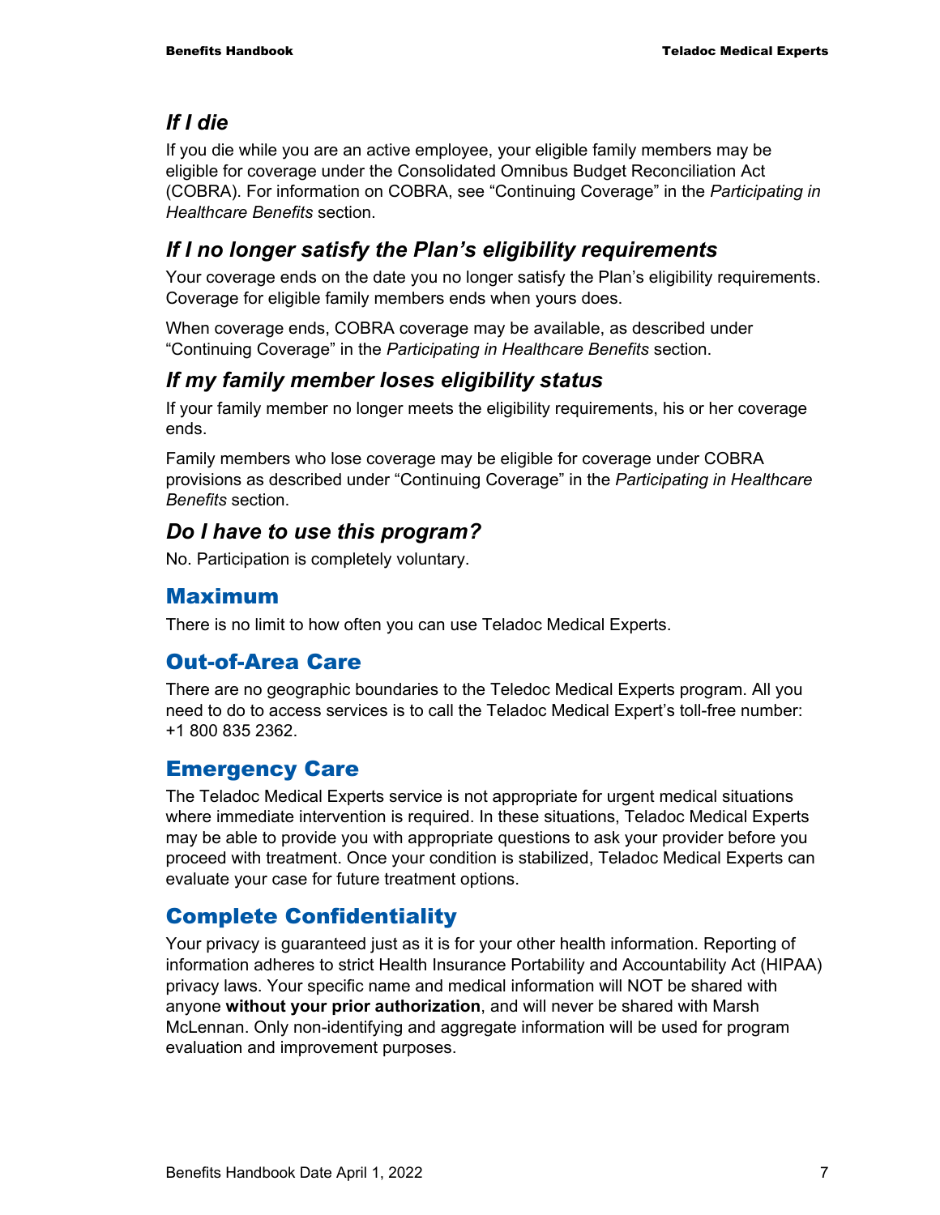### *If I die*

If you die while you are an active employee, your eligible family members may be eligible for coverage under the Consolidated Omnibus Budget Reconciliation Act (COBRA). For information on COBRA, see "Continuing Coverage" in the *Participating in Healthcare Benefits* section.

### *If I no longer satisfy the Plan's eligibility requirements*

Your coverage ends on the date you no longer satisfy the Plan's eligibility requirements. Coverage for eligible family members ends when yours does.

When coverage ends, COBRA coverage may be available, as described under "Continuing Coverage" in the *Participating in Healthcare Benefits* section.

### *If my family member loses eligibility status*

If your family member no longer meets the eligibility requirements, his or her coverage ends.

Family members who lose coverage may be eligible for coverage under COBRA provisions as described under "Continuing Coverage" in the *Participating in Healthcare Benefits* section.

### *Do I have to use this program?*

No. Participation is completely voluntary.

## Maximum

There is no limit to how often you can use Teladoc Medical Experts.

## Out-of-Area Care

There are no geographic boundaries to the Teledoc Medical Experts program. All you need to do to access services is to call the Teladoc Medical Expert's toll-free number: +1 800 835 2362.

## Emergency Care

The Teladoc Medical Experts service is not appropriate for urgent medical situations where immediate intervention is required. In these situations, Teladoc Medical Experts may be able to provide you with appropriate questions to ask your provider before you proceed with treatment. Once your condition is stabilized, Teladoc Medical Experts can evaluate your case for future treatment options.

## Complete Confidentiality

Your privacy is guaranteed just as it is for your other health information. Reporting of information adheres to strict Health Insurance Portability and Accountability Act (HIPAA) privacy laws. Your specific name and medical information will NOT be shared with anyone **without your prior authorization**, and will never be shared with Marsh McLennan. Only non-identifying and aggregate information will be used for program evaluation and improvement purposes.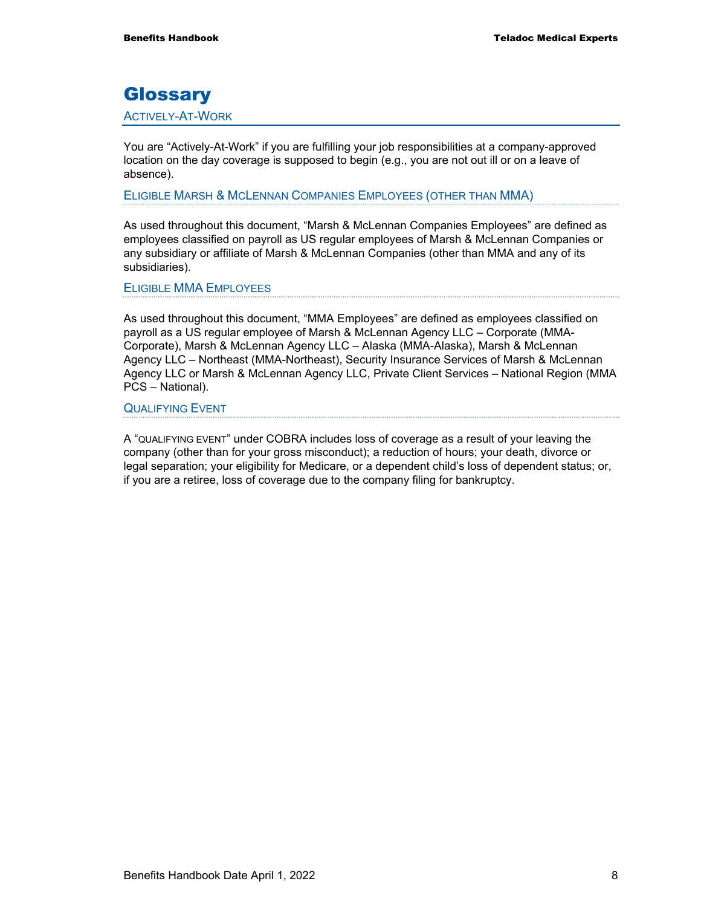# Glossary

## Actively-At-Work

You are "Actively-At-Work" if you are fulfilling your job responsibilities at a company-approved location on the day coverage is supposed to begin (e.g., you are not out ill or on a leave of absence).

## Eligible Marsh & McLennan Companies Employees (other than MMA)

As used throughout this document, "Marsh & McLennan Companies Employees" are defined as employees classified on payroll as US regular employees of Marsh & McLennan Companies or any subsidiary or affiliate of Marsh & McLennan Companies (other than MMA and any of its subsidiaries).

## Eligible MMA Employees

As used throughout this document, "MMA Employees" are defined as employees classified on payroll as a US regular employee of Marsh & McLennan Agency LLC – Corporate (MMA-Corporate), Marsh & McLennan Agency LLC – Alaska (MMA-Alaska), Marsh & McLennan Agency LLC – Northeast (MMA-Northeast), Security Insurance Services of Marsh & McLennan Agency LLC or Marsh & McLennan Agency LLC, Private Client Services – National Region (MMA PCS – National).

## Qualifying Event

A "QUALIFYING EVENT" under COBRA includes loss of coverage as a result of your leaving the company (other than for your gross misconduct); a reduction of hours; your death, divorce or legal separation; your eligibility for Medicare, or a dependent child's loss of dependent status; or, if you are a retiree, loss of coverage due to the company filing for bankruptcy.